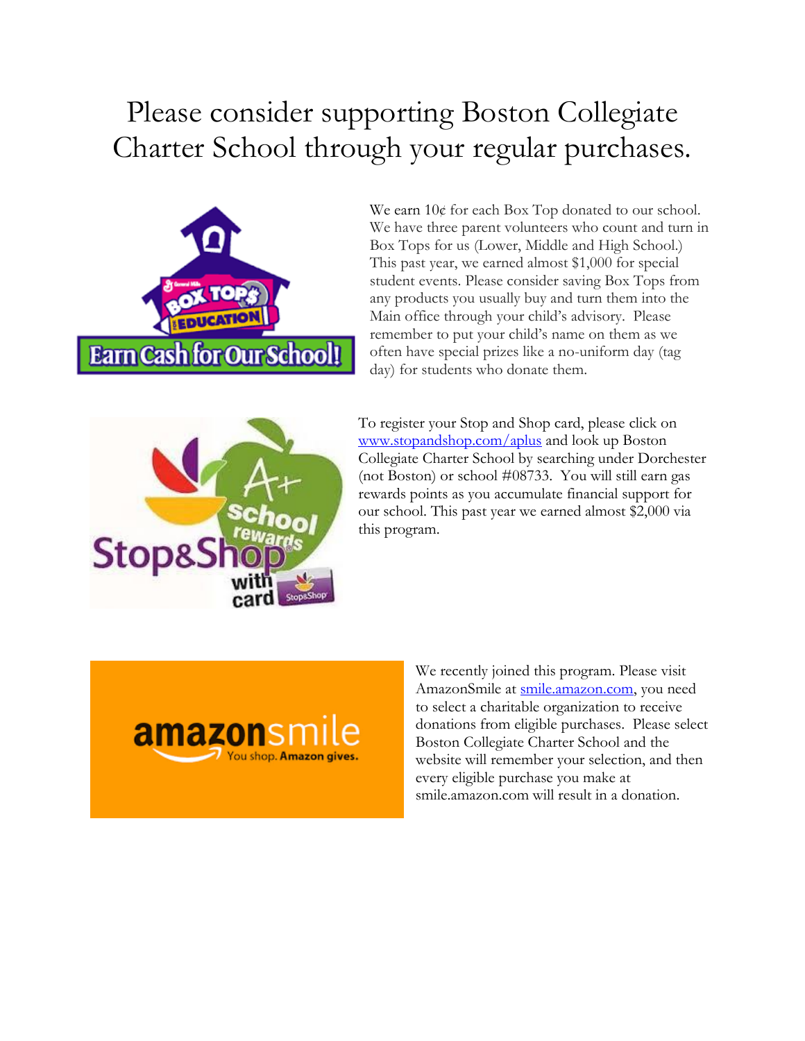# Please consider supporting Boston Collegiate Charter School through your regular purchases.

We earn 10¢ for each Box Top donated to our school. We have three parent volunteers who count and turn in Box Tops for us (Lower, Middle and High School.) This past year, we earned almost $1,000 for special student events. Please consider saving Box Tops from any products you usually buy and turn them into the Main office through your child's advisory. Please remember to put your child's name on them as we often have special prizes like a no-uniform day (tag day) for students who donate them.

To register your Stop and Shop card, please click on [www.stopandshop.com/aplus](www.stopandshop.com/aplus) and look up Boston Collegiate Charter School by searching under Dorchester (not Boston) or school #08733. You will still earn gas rewards points as you accumulate financial support for our school. This past year we earned almost $2,000 via this program.

We recently joined this program. Please visit AmazonSmile at [smile.amazon.com](smile.amazon.com), you need to select a charitable organization to receive donations from eligible purchases. Please select Boston Collegiate Charter School and the website will remember your selection, and then every eligible purchase you make at smile.amazon.com will result in a donation.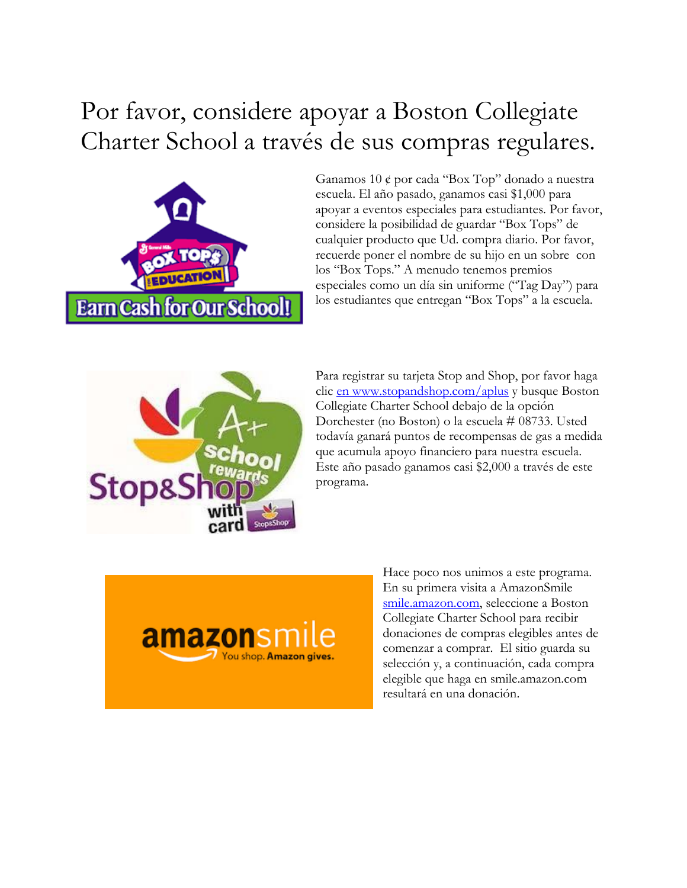# Por favor, considere apoyar a Boston Collegiate Charter School a través de sus compras regulares.

Ganamos 10 ¢ por cada "Box Top" donado a nuestra escuela. El año pasado, ganamos casi $1,000 para apoyar a eventos especiales para estudiantes. Por favor, considere la posibilidad de guardar "Box Tops" de cualquier producto que Ud. compra diario. Por favor, recuerde poner el nombre de su hijo en un sobre con los "Box Tops." A menudo tenemos premios especiales como un día sin uniforme ("Tag Day") para los estudiantes que entregan "Box Tops" a la escuela.

Para registrar su tarjeta Stop and Shop, por favor haga clic en www.stopandshop.com/aplus y busque Boston Collegiate Charter School debajo de la opción Dorchester (no Boston) o la escuela # 08733. Usted todavía ganará puntos de recompensas de gas a medida que acumula apoyo financiero para nuestra escuela. Este año pasado ganamos casi $2,000 a través de este programa.

Hace poco nos unimos a este programa. En su primera visita a AmazonSmile smile.amazon.com, seleccione a Boston Collegiate Charter School para recibir donaciones de compras elegibles antes de comenzar a comprar. El sitio guarda su selección y, a continuación, cada compra elegible que haga en smile.amazon.com resultará en una donación.